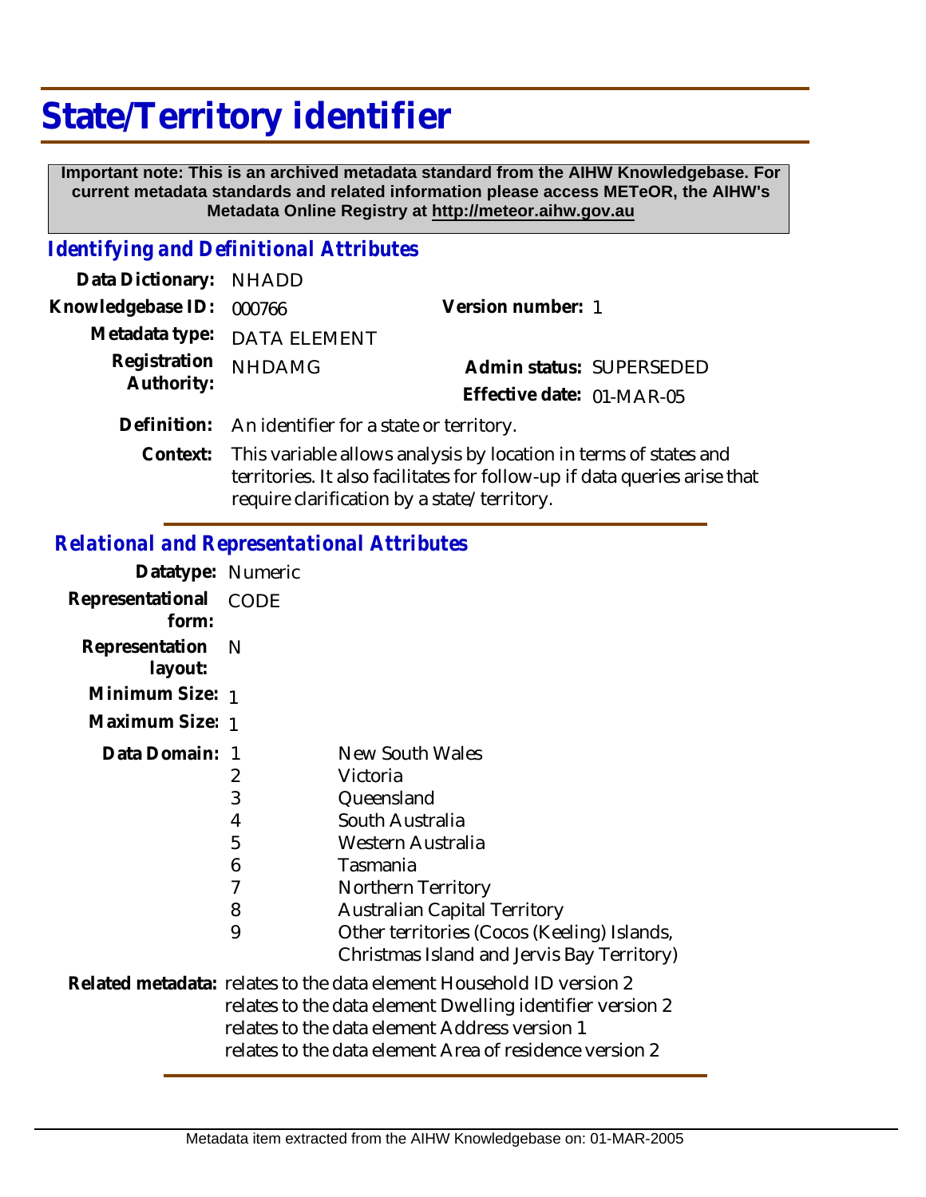# State/Territory identifier

**Important note: This is an archived metadata standard from the AIHW Knowledgebase. For current metadata standards and related information please access METeOR, the AIHW's Metadata Online Registry at http://meteor.aihw.gov.au**

## *Identifying and Definitional Attributes*

**Data Dictionary:** NHADD

**Knowledgebase ID:** 000766

**Version number:** 1

**Metadata type:** DATA ELEMENT

**Registration Authority:** NHDAMG

**Admin status:** SUPERSEDED

**Effective date:** 01-MAR-05

**Definition:** An identifier for a state or territory.

**Context:** This variable allows analysis by location in terms of states and territories. It also facilitates for follow-up if data queries arise that require clarification by a state/territory.

## *Relational and Representational Attributes*

**Datatype:** Numeric

**Representational form:** CODE

**Representation layout:** N

**Minimum Size:** 1

**Maximum Size:** 1

**Data Domain:**

| Code | Description |
|---|---|
| 1 | New South Wales |
| 2 | Victoria |
| 3 | Queensland |
| 4 | South Australia |
| 5 | Western Australia |
| 6 | Tasmania |
| 7 | Northern Territory |
| 8 | Australian Capital Territory |
| 9 | Other territories (Cocos (Keeling) Islands, Christmas Island and Jervis Bay Territory) |

**Related metadata:**
relates to the data element Household ID version 2
relates to the data element Dwelling identifier version 2
relates to the data element Address version 1
relates to the data element Area of residence version 2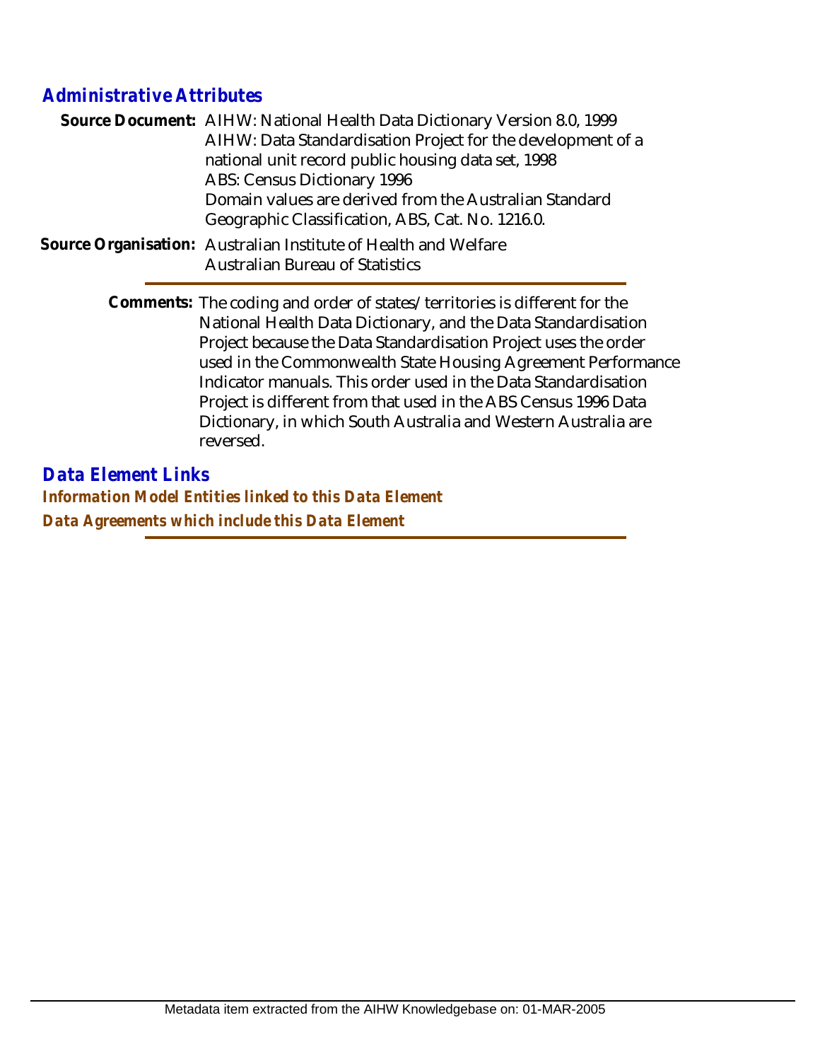## Administrative Attributes

**Source Document:** AIHW: National Health Data Dictionary Version 8.0, 1999
AIHW: Data Standardisation Project for the development of a national unit record public housing data set, 1998
ABS: Census Dictionary 1996
Domain values are derived from the Australian Standard Geographic Classification, ABS, Cat. No. 1216.0.

**Source Organisation:** Australian Institute of Health and Welfare
Australian Bureau of Statistics

**Comments:** The coding and order of states/territories is different for the National Health Data Dictionary, and the Data Standardisation Project because the Data Standardisation Project uses the order used in the Commonwealth State Housing Agreement Performance Indicator manuals. This order used in the Data Standardisation Project is different from that used in the ABS Census 1996 Data Dictionary, in which South Australia and Western Australia are reversed.

## Data Element Links

### *Information Model Entities linked to this Data Element*

### *Data Agreements which include this Data Element*